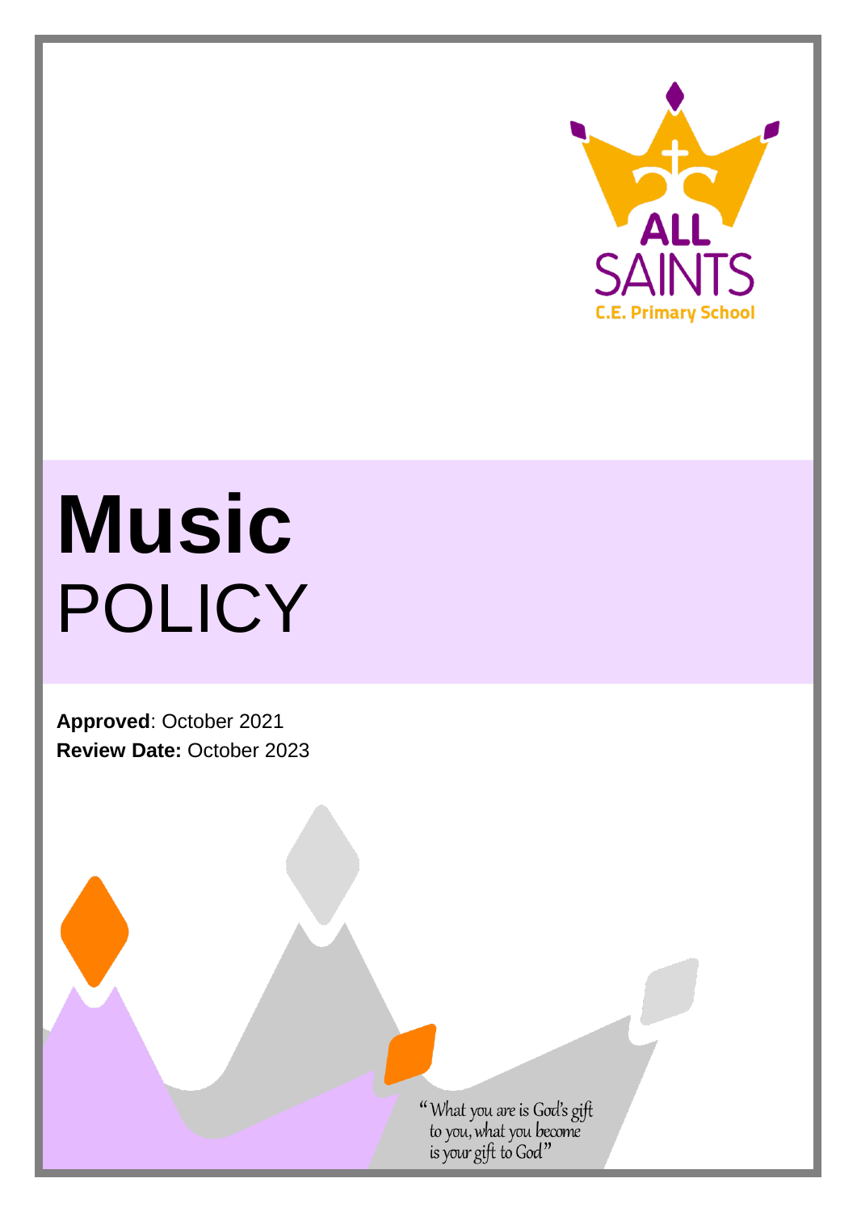ALL SAINTS
C.E. Primary School

# Music
POLICY

**Approved**: October 2021
**Review Date:** October 2023

"What you are is God's gift to you, what you become is your gift to God"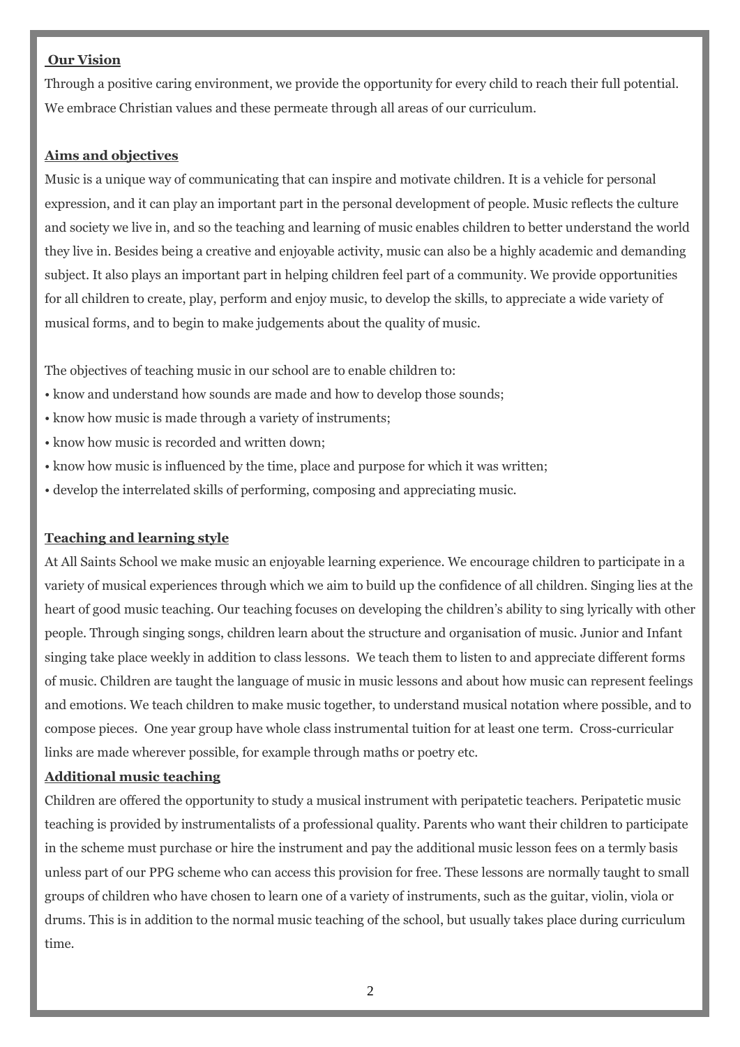## Our Vision

Through a positive caring environment, we provide the opportunity for every child to reach their full potential. We embrace Christian values and these permeate through all areas of our curriculum.

## Aims and objectives

Music is a unique way of communicating that can inspire and motivate children. It is a vehicle for personal expression, and it can play an important part in the personal development of people. Music reflects the culture and society we live in, and so the teaching and learning of music enables children to better understand the world they live in. Besides being a creative and enjoyable activity, music can also be a highly academic and demanding subject. It also plays an important part in helping children feel part of a community. We provide opportunities for all children to create, play, perform and enjoy music, to develop the skills, to appreciate a wide variety of musical forms, and to begin to make judgements about the quality of music.

The objectives of teaching music in our school are to enable children to:

- know and understand how sounds are made and how to develop those sounds;
- know how music is made through a variety of instruments;
- know how music is recorded and written down;
- know how music is influenced by the time, place and purpose for which it was written;
- develop the interrelated skills of performing, composing and appreciating music.

## Teaching and learning style

At All Saints School we make music an enjoyable learning experience. We encourage children to participate in a variety of musical experiences through which we aim to build up the confidence of all children. Singing lies at the heart of good music teaching. Our teaching focuses on developing the children's ability to sing lyrically with other people. Through singing songs, children learn about the structure and organisation of music. Junior and Infant singing take place weekly in addition to class lessons. We teach them to listen to and appreciate different forms of music. Children are taught the language of music in music lessons and about how music can represent feelings and emotions. We teach children to make music together, to understand musical notation where possible, and to compose pieces. One year group have whole class instrumental tuition for at least one term. Cross-curricular links are made wherever possible, for example through maths or poetry etc.

## Additional music teaching

Children are offered the opportunity to study a musical instrument with peripatetic teachers. Peripatetic music teaching is provided by instrumentalists of a professional quality. Parents who want their children to participate in the scheme must purchase or hire the instrument and pay the additional music lesson fees on a termly basis unless part of our PPG scheme who can access this provision for free. These lessons are normally taught to small groups of children who have chosen to learn one of a variety of instruments, such as the guitar, violin, viola or drums. This is in addition to the normal music teaching of the school, but usually takes place during curriculum time.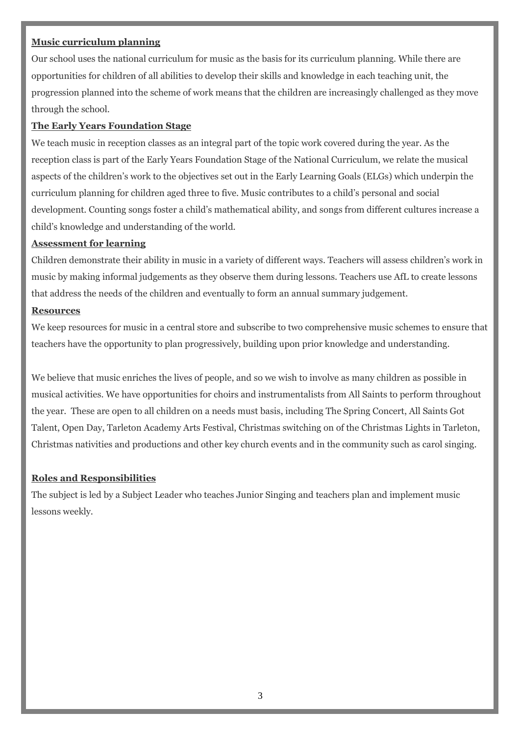**Music curriculum planning**

Our school uses the national curriculum for music as the basis for its curriculum planning. While there are opportunities for children of all abilities to develop their skills and knowledge in each teaching unit, the progression planned into the scheme of work means that the children are increasingly challenged as they move through the school.

**The Early Years Foundation Stage**

We teach music in reception classes as an integral part of the topic work covered during the year. As the reception class is part of the Early Years Foundation Stage of the National Curriculum, we relate the musical aspects of the children's work to the objectives set out in the Early Learning Goals (ELGs) which underpin the curriculum planning for children aged three to five. Music contributes to a child's personal and social development. Counting songs foster a child's mathematical ability, and songs from different cultures increase a child's knowledge and understanding of the world.

**Assessment for learning**

Children demonstrate their ability in music in a variety of different ways. Teachers will assess children's work in music by making informal judgements as they observe them during lessons. Teachers use AfL to create lessons that address the needs of the children and eventually to form an annual summary judgement.

**Resources**

We keep resources for music in a central store and subscribe to two comprehensive music schemes to ensure that teachers have the opportunity to plan progressively, building upon prior knowledge and understanding.

We believe that music enriches the lives of people, and so we wish to involve as many children as possible in musical activities. We have opportunities for choirs and instrumentalists from All Saints to perform throughout the year. These are open to all children on a needs must basis, including The Spring Concert, All Saints Got Talent, Open Day, Tarleton Academy Arts Festival, Christmas switching on of the Christmas Lights in Tarleton, Christmas nativities and productions and other key church events and in the community such as carol singing.

**Roles and Responsibilities**

The subject is led by a Subject Leader who teaches Junior Singing and teachers plan and implement music lessons weekly.